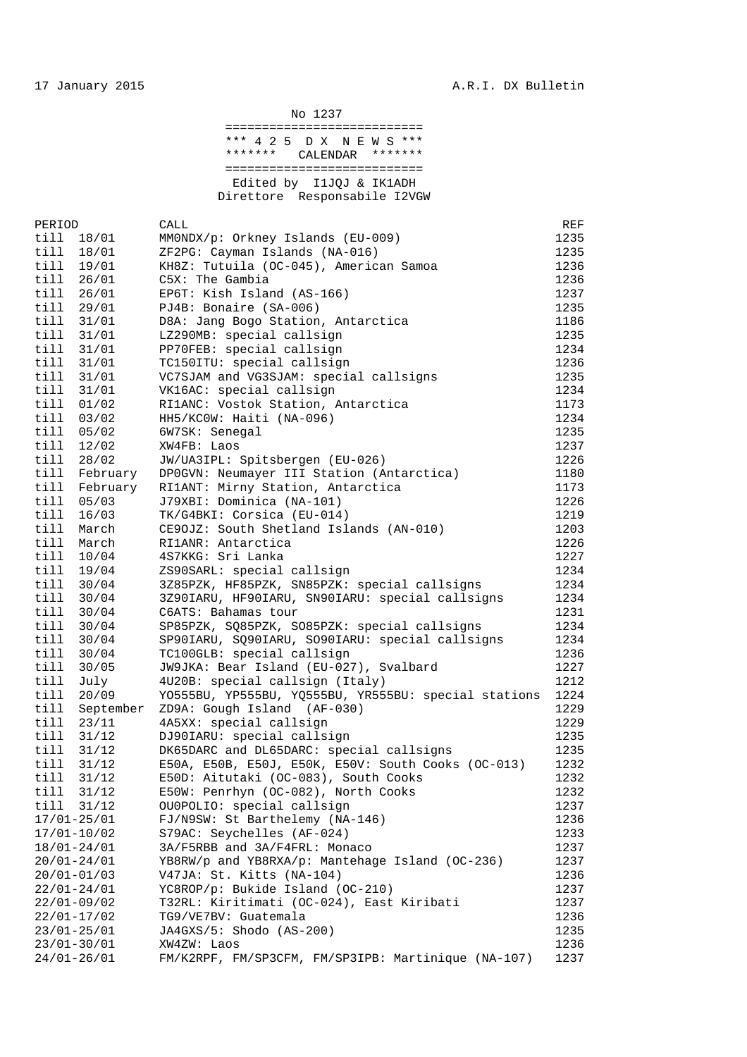17 January 2015 A.R.I. DX Bulletin

No 1237

===========================
*** 4 2 5 D X N E W S ***
******* CALENDAR *******
===========================

Edited by I1JQJ & IK1ADH
Direttore Responsabile I2VGW

| PERIOD | CALL | REF |
|---|---|---|
| till 18/01 | MM0NDX/p: Orkney Islands (EU-009) | 1235 |
| till 18/01 | ZF2PG: Cayman Islands (NA-016) | 1235 |
| till 19/01 | KH8Z: Tutuila (OC-045), American Samoa | 1236 |
| till 26/01 | C5X: The Gambia | 1236 |
| till 26/01 | EP6T: Kish Island (AS-166) | 1237 |
| till 29/01 | PJ4B: Bonaire (SA-006) | 1235 |
| till 31/01 | D8A: Jang Bogo Station, Antarctica | 1186 |
| till 31/01 | LZ290MB: special callsign | 1235 |
| till 31/01 | PP70FEB: special callsign | 1234 |
| till 31/01 | TC150ITU: special callsign | 1236 |
| till 31/01 | VC7SJAM and VG3SJAM: special callsigns | 1235 |
| till 31/01 | VK16AC: special callsign | 1234 |
| till 01/02 | RI1ANC: Vostok Station, Antarctica | 1173 |
| till 03/02 | HH5/KC0W: Haiti (NA-096) | 1234 |
| till 05/02 | 6W7SK: Senegal | 1235 |
| till 12/02 | XW4FB: Laos | 1237 |
| till 28/02 | JW/UA3IPL: Spitsbergen (EU-026) | 1226 |
| till February | DP0GVN: Neumayer III Station (Antarctica) | 1180 |
| till February | RI1ANT: Mirny Station, Antarctica | 1173 |
| till 05/03 | J79XBI: Dominica (NA-101) | 1226 |
| till 16/03 | TK/G4BKI: Corsica (EU-014) | 1219 |
| till March | CE9OJZ: South Shetland Islands (AN-010) | 1203 |
| till March | RI1ANR: Antarctica | 1226 |
| till 10/04 | 4S7KKG: Sri Lanka | 1227 |
| till 19/04 | ZS90SARL: special callsign | 1234 |
| till 30/04 | 3Z85PZK, HF85PZK, SN85PZK: special callsigns | 1234 |
| till 30/04 | 3Z90IARU, HF90IARU, SN90IARU: special callsigns | 1234 |
| till 30/04 | C6ATS: Bahamas tour | 1231 |
| till 30/04 | SP85PZK, SQ85PZK, SO85PZK: special callsigns | 1234 |
| till 30/04 | SP90IARU, SQ90IARU, SO90IARU: special callsigns | 1234 |
| till 30/04 | TC100GLB: special callsign | 1236 |
| till 30/05 | JW9JKA: Bear Island (EU-027), Svalbard | 1227 |
| till July | 4U20B: special callsign (Italy) | 1212 |
| till 20/09 | YO555BU, YP555BU, YQ555BU, YR555BU: special stations | 1224 |
| till September | ZD9A: Gough Island (AF-030) | 1229 |
| till 23/11 | 4A5XX: special callsign | 1229 |
| till 31/12 | DJ90IARU: special callsign | 1235 |
| till 31/12 | DK65DARC and DL65DARC: special callsigns | 1235 |
| till 31/12 | E50A, E50B, E50J, E50K, E50V: South Cooks (OC-013) | 1232 |
| till 31/12 | E50D: Aitutaki (OC-083), South Cooks | 1232 |
| till 31/12 | E50W: Penrhyn (OC-082), North Cooks | 1232 |
| till 31/12 | OU0POLIO: special callsign | 1237 |
| 17/01-25/01 | FJ/N9SW: St Barthelemy (NA-146) | 1236 |
| 17/01-10/02 | S79AC: Seychelles (AF-024) | 1233 |
| 18/01-24/01 | 3A/F5RBB and 3A/F4FRL: Monaco | 1237 |
| 20/01-24/01 | YB8RW/p and YB8RXA/p: Mantehage Island (OC-236) | 1237 |
| 20/01-01/03 | V47JA: St. Kitts (NA-104) | 1236 |
| 22/01-24/01 | YC8ROP/p: Bukide Island (OC-210) | 1237 |
| 22/01-09/02 | T32RL: Kiritimati (OC-024), East Kiribati | 1237 |
| 22/01-17/02 | TG9/VE7BV: Guatemala | 1236 |
| 23/01-25/01 | JA4GXS/5: Shodo (AS-200) | 1235 |
| 23/01-30/01 | XW4ZW: Laos | 1236 |
| 24/01-26/01 | FM/K2RPF, FM/SP3CFM, FM/SP3IPB: Martinique (NA-107) | 1237 |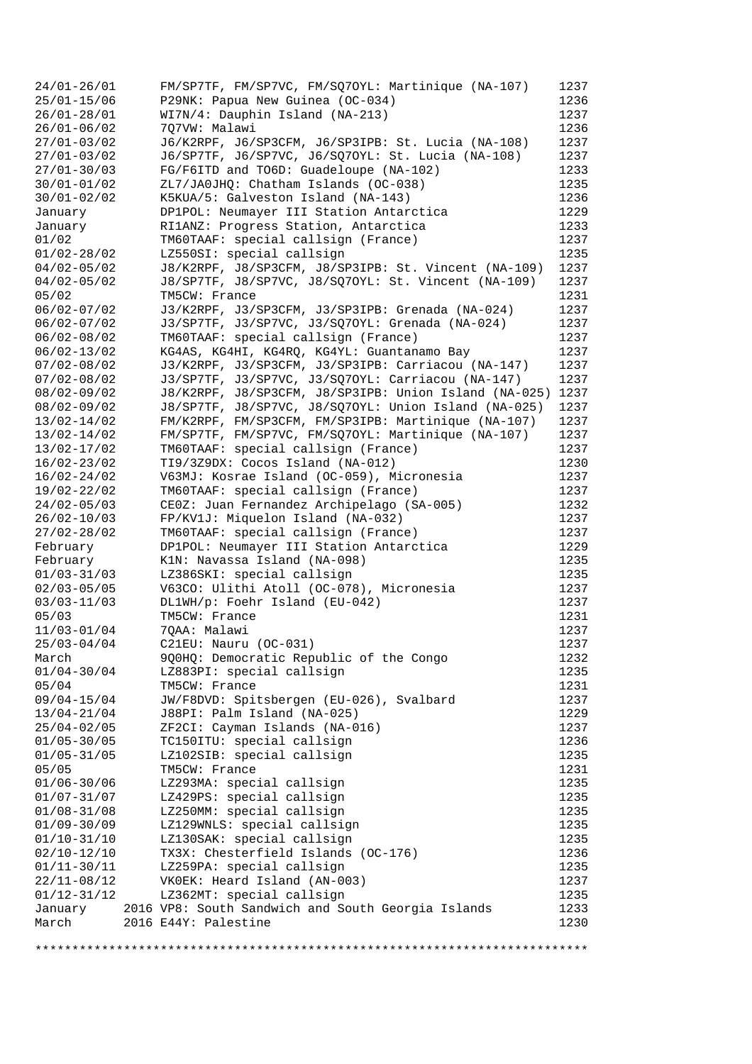```
24/01-26/01     FM/SP7TF, FM/SP7VC, FM/SQ7OYL: Martinique (NA-107)    1237
25/01-15/06     P29NK: Papua New Guinea (OC-034)                      1236
26/01-28/01     WI7N/4: Dauphin Island (NA-213)                       1237
26/01-06/02     7Q7VW: Malawi                                         1236
27/01-03/02     J6/K2RPF, J6/SP3CFM, J6/SP3IPB: St. Lucia (NA-108)    1237
27/01-03/02     J6/SP7TF, J6/SP7VC, J6/SQ7OYL: St. Lucia (NA-108)     1237
27/01-30/03     FG/F6ITD and TO6D: Guadeloupe (NA-102)                1233
30/01-01/02     ZL7/JA0JHQ: Chatham Islands (OC-038)                  1235
30/01-02/02     K5KUA/5: Galveston Island (NA-143)                    1236
January         DP1POL: Neumayer III Station Antarctica               1229
January         RI1ANZ: Progress Station, Antarctica                  1233
01/02           TM60TAAF: special callsign (France)                   1237
01/02-28/02     LZ550SI: special callsign                             1235
04/02-05/02     J8/K2RPF, J8/SP3CFM, J8/SP3IPB: St. Vincent (NA-109)  1237
04/02-05/02     J8/SP7TF, J8/SP7VC, J8/SQ7OYL: St. Vincent (NA-109)   1237
05/02           TM5CW: France                                         1231
06/02-07/02     J3/K2RPF, J3/SP3CFM, J3/SP3IPB: Grenada (NA-024)      1237
06/02-07/02     J3/SP7TF, J3/SP7VC, J3/SQ7OYL: Grenada (NA-024)       1237
06/02-08/02     TM60TAAF: special callsign (France)                   1237
06/02-13/02     KG4AS, KG4HI, KG4RQ, KG4YL: Guantanamo Bay            1237
07/02-08/02     J3/K2RPF, J3/SP3CFM, J3/SP3IPB: Carriacou (NA-147)    1237
07/02-08/02     J3/SP7TF, J3/SP7VC, J3/SQ7OYL: Carriacou (NA-147)     1237
08/02-09/02     J8/K2RPF, J8/SP3CFM, J8/SP3IPB: Union Island (NA-025) 1237
08/02-09/02     J8/SP7TF, J8/SP7VC, J8/SQ7OYL: Union Island (NA-025)  1237
13/02-14/02     FM/K2RPF, FM/SP3CFM, FM/SP3IPB: Martinique (NA-107)   1237
13/02-14/02     FM/SP7TF, FM/SP7VC, FM/SQ7OYL: Martinique (NA-107)    1237
13/02-17/02     TM60TAAF: special callsign (France)                   1237
16/02-23/02     TI9/3Z9DX: Cocos Island (NA-012)                      1230
16/02-24/02     V63MJ: Kosrae Island (OC-059), Micronesia             1237
19/02-22/02     TM60TAAF: special callsign (France)                   1237
24/02-05/03     CE0Z: Juan Fernandez Archipelago (SA-005)             1232
26/02-10/03     FP/KV1J: Miquelon Island (NA-032)                     1237
27/02-28/02     TM60TAAF: special callsign (France)                   1237
February        DP1POL: Neumayer III Station Antarctica               1229
February        K1N: Navassa Island (NA-098)                          1235
01/03-31/03     LZ386SKI: special callsign                            1235
02/03-05/05     V63CO: Ulithi Atoll (OC-078), Micronesia              1237
03/03-11/03     DL1WH/p: Foehr Island (EU-042)                        1237
05/03           TM5CW: France                                         1231
11/03-01/04     7QAA: Malawi                                          1237
25/03-04/04     C21EU: Nauru (OC-031)                                 1237
March           9Q0HQ: Democratic Republic of the Congo               1232
01/04-30/04     LZ883PI: special callsign                             1235
05/04           TM5CW: France                                         1231
09/04-15/04     JW/F8DVD: Spitsbergen (EU-026), Svalbard              1237
13/04-21/04     J88PI: Palm Island (NA-025)                           1229
25/04-02/05     ZF2CI: Cayman Islands (NA-016)                        1237
01/05-30/05     TC150ITU: special callsign                            1236
01/05-31/05     LZ102SIB: special callsign                            1235
05/05           TM5CW: France                                         1231
01/06-30/06     LZ293MA: special callsign                             1235
01/07-31/07     LZ429PS: special callsign                             1235
01/08-31/08     LZ250MM: special callsign                             1235
01/09-30/09     LZ129WNLS: special callsign                           1235
01/10-31/10     LZ130SAK: special callsign                            1235
02/10-12/10     TX3X: Chesterfield Islands (OC-176)                   1236
01/11-30/11     LZ259PA: special callsign                             1235
22/11-08/12     VK0EK: Heard Island (AN-003)                          1237
01/12-31/12     LZ362MT: special callsign                             1235
January     2016 VP8: South Sandwich and South Georgia Islands        1233
March       2016 E44Y: Palestine                                      1230

***************************************************************************
```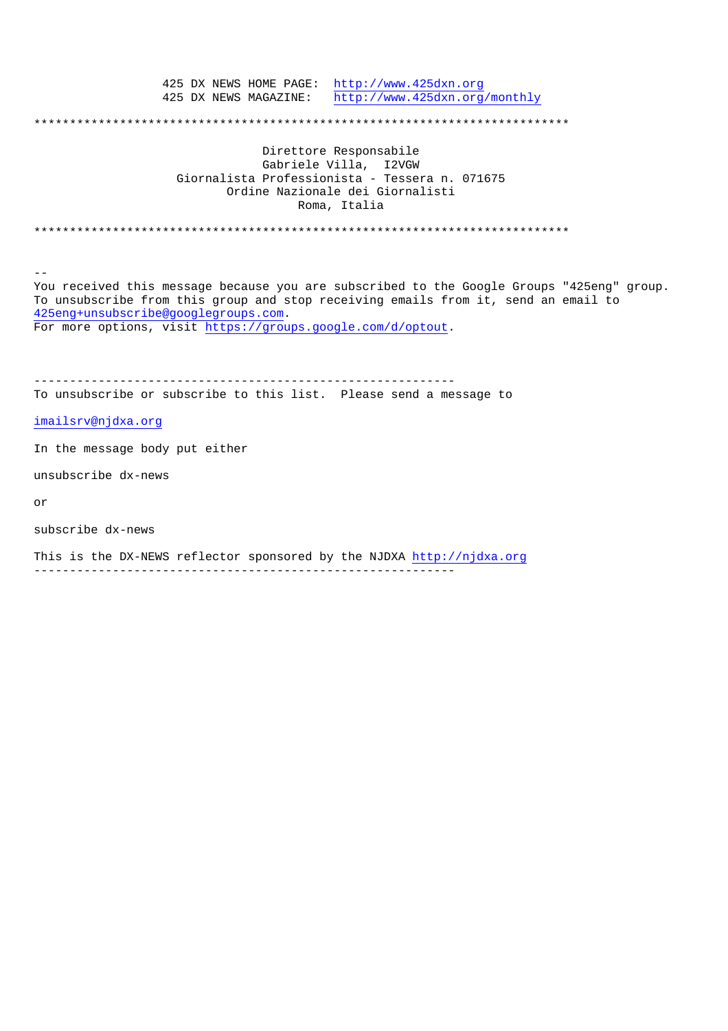425 DX NEWS HOME PAGE:  http://www.425dxn.org
425 DX NEWS MAGAZINE:   http://www.425dxn.org/monthly

******************************************************************************

Direttore Responsabile
Gabriele Villa,  I2VGW
Giornalista Professionista - Tessera n. 071675
Ordine Nazionale dei Giornalisti
Roma, Italia

******************************************************************************

--
You received this message because you are subscribed to the Google Groups "425eng" group.
To unsubscribe from this group and stop receiving emails from it, send an email to 425eng+unsubscribe@googlegroups.com.
For more options, visit https://groups.google.com/d/optout.

-----------------------------------------------------------
To unsubscribe or subscribe to this list.  Please send a message to

imailsrv@njdxa.org

In the message body put either

unsubscribe dx-news

or

subscribe dx-news

This is the DX-NEWS reflector sponsored by the NJDXA http://njdxa.org
-----------------------------------------------------------